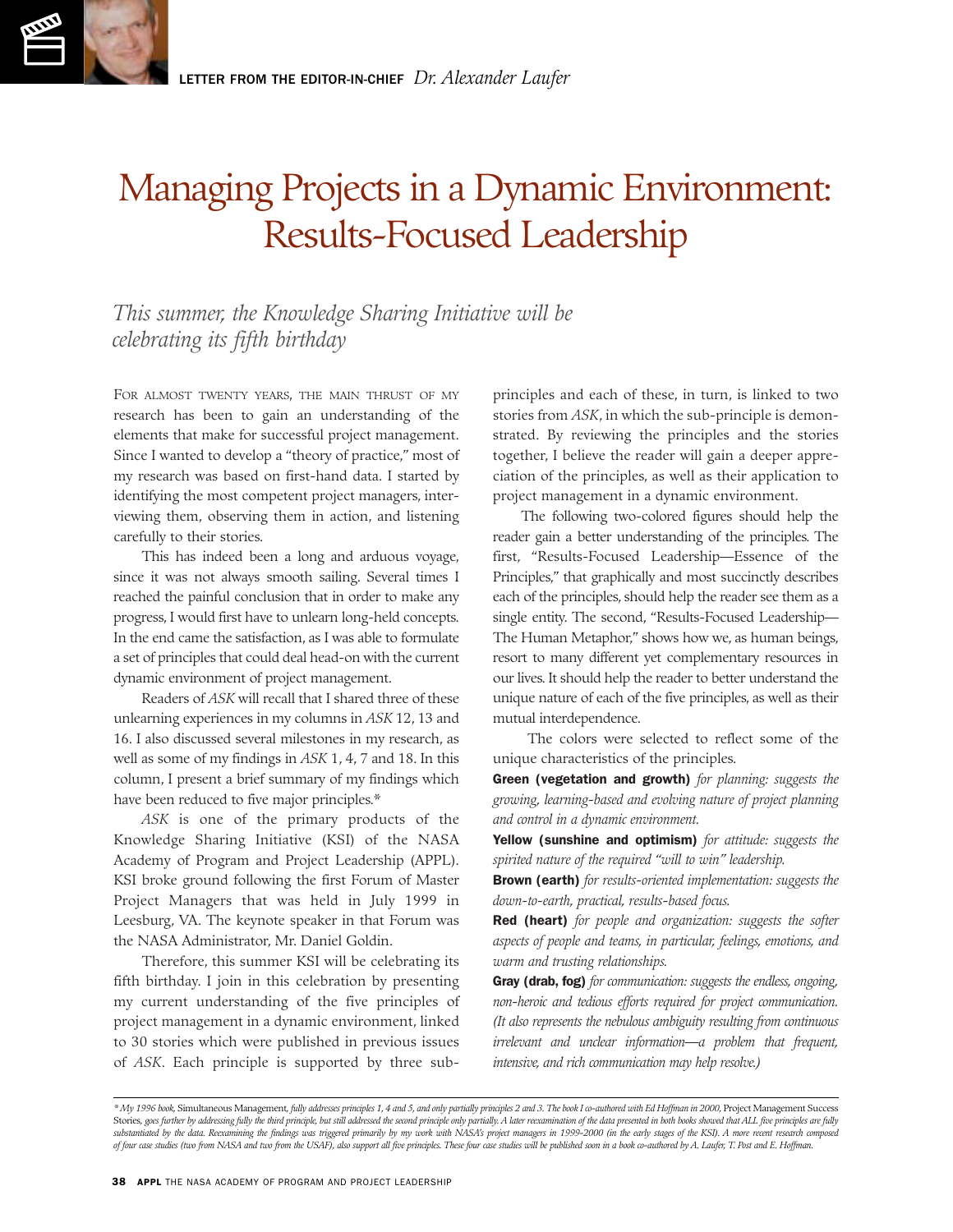LETTER FROM THE EDITOR-IN-CHIEF *Dr. Alexander Laufer*

# Managing Projects in a Dynamic Environment: Results-Focused Leadership

*This summer, the Knowledge Sharing Initiative will be celebrating its fifth birthday*

FOR ALMOST TWENTY YEARS, THE MAIN THRUST OF MY research has been to gain an understanding of the elements that make for successful project management. Since I wanted to develop a "theory of practice," most of my research was based on first-hand data. I started by identifying the most competent project managers, interviewing them, observing them in action, and listening carefully to their stories.

This has indeed been a long and arduous voyage, since it was not always smooth sailing. Several times I reached the painful conclusion that in order to make any progress, I would first have to unlearn long-held concepts. In the end came the satisfaction, as I was able to formulate a set of principles that could deal head-on with the current dynamic environment of project management.

Readers of *ASK* will recall that I shared three of these unlearning experiences in my columns in *ASK* 12, 13 and 16. I also discussed several milestones in my research, as well as some of my findings in *ASK* 1, 4, 7 and 18. In this column, I present a brief summary of my findings which have been reduced to five major principles.*

*ASK* is one of the primary products of the Knowledge Sharing Initiative (KSI) of the NASA Academy of Program and Project Leadership (APPL). KSI broke ground following the first Forum of Master Project Managers that was held in July 1999 in Leesburg, VA. The keynote speaker in that Forum was the NASA Administrator, Mr. Daniel Goldin.

Therefore, this summer KSI will be celebrating its fifth birthday. I join in this celebration by presenting my current understanding of the five principles of project management in a dynamic environment, linked to 30 stories which were published in previous issues of *ASK*. Each principle is supported by three sub-principles and each of these, in turn, is linked to two stories from *ASK*, in which the sub-principle is demonstrated. By reviewing the principles and the stories together, I believe the reader will gain a deeper appreciation of the principles, as well as their application to project management in a dynamic environment.

The following two-colored figures should help the reader gain a better understanding of the principles. The first, "Results-Focused Leadership—Essence of the Principles," that graphically and most succinctly describes each of the principles, should help the reader see them as a single entity. The second, "Results-Focused Leadership—The Human Metaphor," shows how we, as human beings, resort to many different yet complementary resources in our lives. It should help the reader to better understand the unique nature of each of the five principles, as well as their mutual interdependence.

The colors were selected to reflect some of the unique characteristics of the principles.

**Green (vegetation and growth)** *for planning: suggests the growing, learning-based and evolving nature of project planning and control in a dynamic environment.*

**Yellow (sunshine and optimism)** *for attitude: suggests the spirited nature of the required "will to win" leadership.*

**Brown (earth)** *for results-oriented implementation: suggests the down-to-earth, practical, results-based focus.*

**Red (heart)** *for people and organization: suggests the softer aspects of people and teams, in particular, feelings, emotions, and warm and trusting relationships.*

**Gray (drab, fog)** *for communication: suggests the endless, ongoing, non-heroic and tedious efforts required for project communication. (It also represents the nebulous ambiguity resulting from continuous irrelevant and unclear information—a problem that frequent, intensive, and rich communication may help resolve.)*

---

*\*My 1996 book,* Simultaneous Management, *fully addresses principles 1, 4 and 5, and only partially principles 2 and 3. The book I co-authored with Ed Hoffman in 2000,* Project Management Success Stories, *goes further by addressing fully the third principle, but still addressed the second principle only partially. A later reexamination of the data presented in both books showed that ALL five principles are fully substantiated by the data. Reexamining the findings was triggered primarily by my work with NASA's project managers in 1999-2000 (in the early stages of the KSI). A more recent research composed of four case studies (two from NASA and two from the USAF), also support all five principles. These four case studies will be published soon in a book co-authored by A. Laufer, T. Post and E. Hoffman.*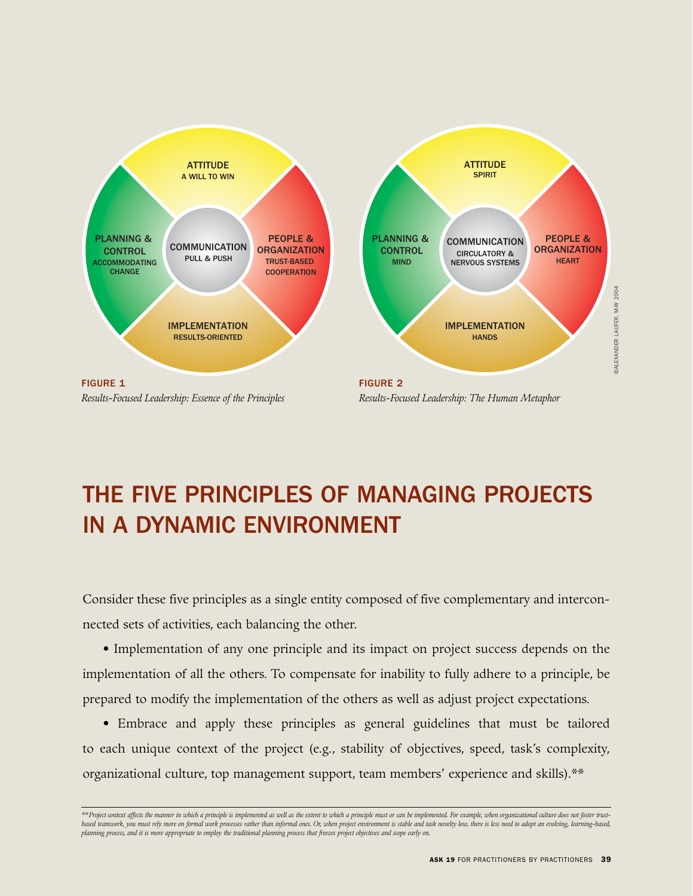ATTITUDE
A WILL TO WIN

PLANNING & CONTROL
ACCOMMODATING CHANGE

COMMUNICATION
PULL & PUSH

PEOPLE & ORGANIZATION
TRUST-BASED COOPERATION

IMPLEMENTATION
RESULTS-ORIENTED

**FIGURE 1**
*Results-Focused Leadership: Essence of the Principles*

ATTITUDE
SPIRIT

PLANNING & CONTROL
MIND

COMMUNICATION
CIRCULATORY & NERVOUS SYSTEMS

PEOPLE & ORGANIZATION
HEART

IMPLEMENTATION
HANDS

**FIGURE 2**
*Results-Focused Leadership: The Human Metaphor*

©ALEXANDER LAUFER, MAY 2004

# THE FIVE PRINCIPLES OF MANAGING PROJECTS IN A DYNAMIC ENVIRONMENT

Consider these five principles as a single entity composed of five complementary and interconnected sets of activities, each balancing the other.

- Implementation of any one principle and its impact on project success depends on the implementation of all the others. To compensate for inability to fully adhere to a principle, be prepared to modify the implementation of the others as well as adjust project expectations.

- Embrace and apply these principles as general guidelines that must be tailored to each unique context of the project (e.g., stability of objectives, speed, task's complexity, organizational culture, top management support, team members' experience and skills).**

*\*\*Project context affects the manner in which a principle is implemented as well as the extent to which a principle must or can be implemented. For example, when organizational culture does not foster trust-based teamwork, you must rely more on formal work processes rather than informal ones. Or, when project environment is stable and task novelty low, there is less need to adopt an evolving, learning-based, planning process, and it is more appropriate to employ the traditional planning process that freezes project objectives and scope early on.*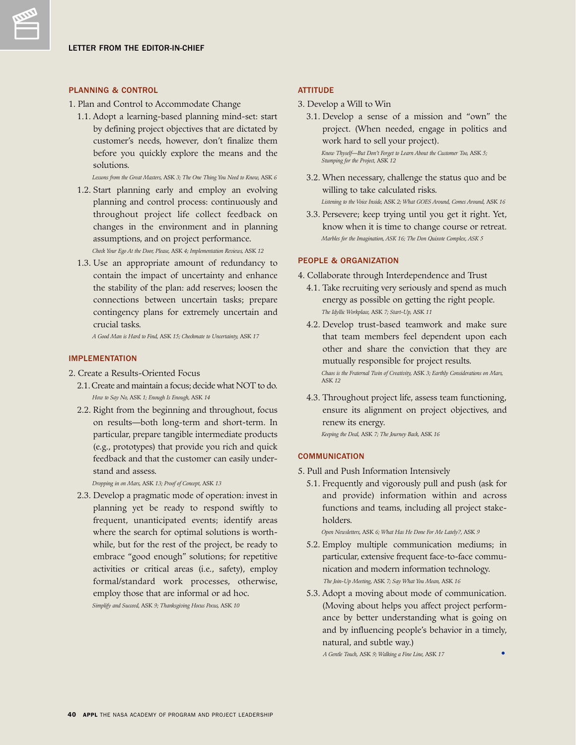## PLANNING & CONTROL

1. Plan and Control to Accommodate Change
   - 1.1. Adopt a learning-based planning mind-set: start by defining project objectives that are dictated by customer's needs, however, don't finalize them before you quickly explore the means and the solutions.
     *Lessons from the Great Masters,* ASK 3; *The One Thing You Need to Know,* ASK 6
   - 1.2. Start planning early and employ an evolving planning and control process: continuously and throughout project life collect feedback on changes in the environment and in planning assumptions, and on project performance.
     *Check Your Ego At the Door, Please,* ASK 4; *Implementation Reviews,* ASK 12
   - 1.3. Use an appropriate amount of redundancy to contain the impact of uncertainty and enhance the stability of the plan: add reserves; loosen the connections between uncertain tasks; prepare contingency plans for extremely uncertain and crucial tasks.
     *A Good Man is Hard to Find,* ASK 15; *Checkmate to Uncertainty,* ASK 17

## IMPLEMENTATION

2. Create a Results-Oriented Focus
   - 2.1. Create and maintain a focus; decide what NOT to do.
     *How to Say No,* ASK 1; *Enough Is Enough,* ASK 14
   - 2.2. Right from the beginning and throughout, focus on results—both long-term and short-term. In particular, prepare tangible intermediate products (e.g., prototypes) that provide you rich and quick feedback and that the customer can easily understand and assess.
     *Dropping in on Mars,* ASK 13; *Proof of Concept,* ASK 13
   - 2.3. Develop a pragmatic mode of operation: invest in planning yet be ready to respond swiftly to frequent, unanticipated events; identify areas where the search for optimal solutions is worthwhile, but for the rest of the project, be ready to embrace "good enough" solutions; for repetitive activities or critical areas (i.e., safety), employ formal/standard work processes, otherwise, employ those that are informal or ad hoc.
     *Simplify and Succeed,* ASK 9; *Thanksgiving Hocus Pocus,* ASK 10

## ATTITUDE

3. Develop a Will to Win
   - 3.1. Develop a sense of a mission and "own" the project. (When needed, engage in politics and work hard to sell your project).
     *Know Thyself—But Don't Forget to Learn About the Customer Too,* ASK 5; *Stumping for the Project,* ASK 12
   - 3.2. When necessary, challenge the status quo and be willing to take calculated risks.
     *Listening to the Voice Inside,* ASK 2; *What GOES Around, Comes Around,* ASK 16
   - 3.3. Persevere; keep trying until you get it right. Yet, know when it is time to change course or retreat.
     *Marbles for the Imagination,* ASK 16; *The Don Quixote Complex,* ASK 5

## PEOPLE & ORGANIZATION

4. Collaborate through Interdependence and Trust
   - 4.1. Take recruiting very seriously and spend as much energy as possible on getting the right people.
     *The Idyllic Workplace,* ASK 7; *Start-Up,* ASK 11
   - 4.2. Develop trust-based teamwork and make sure that team members feel dependent upon each other and share the conviction that they are mutually responsible for project results.
     *Chaos is the Fraternal Twin of Creativity,* ASK 3; *Earthly Considerations on Mars,* ASK 12
   - 4.3. Throughout project life, assess team functioning, ensure its alignment on project objectives, and renew its energy.
     *Keeping the Deal,* ASK 7; *The Journey Back,* ASK 16

## COMMUNICATION

5. Pull and Push Information Intensively
   - 5.1. Frequently and vigorously pull and push (ask for and provide) information within and across functions and teams, including all project stakeholders.
     *Open Newsletters,* ASK 6; *What Has He Done For Me Lately?,* ASK 9
   - 5.2. Employ multiple communication mediums; in particular, extensive frequent face-to-face communication and modern information technology.
     *The Join-Up Meeting,* ASK 7; *Say What You Mean,* ASK 16
   - 5.3. Adopt a moving about mode of communication. (Moving about helps you affect project performance by better understanding what is going on and by influencing people's behavior in a timely, natural, and subtle way.)
     *A Gentle Touch,* ASK 9; *Walking a Fine Line,* ASK 17